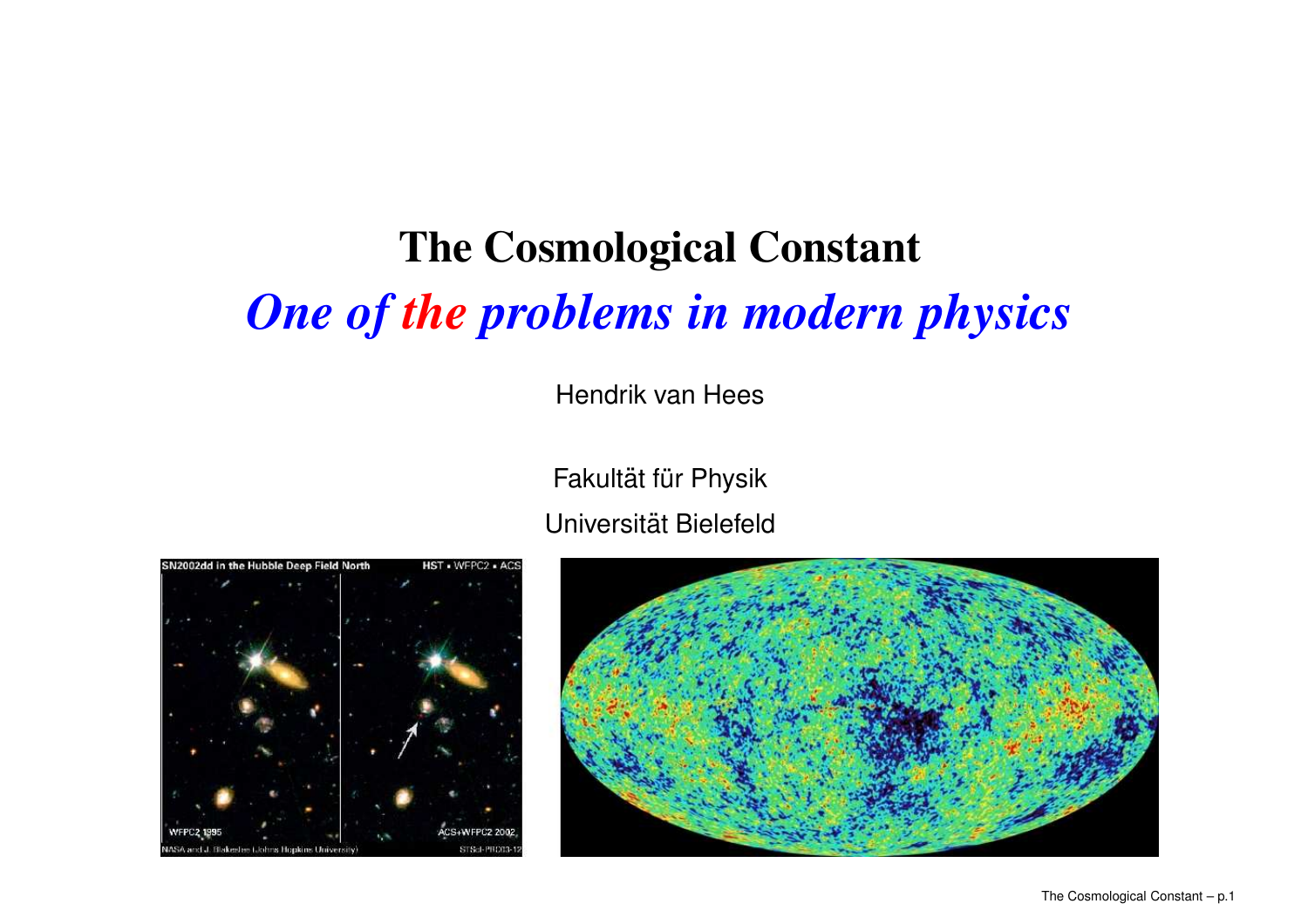# The Cosmological Constant

## *One of the problems in modern physics*

Hendrik van Hees

Fakultät für Physik

Universität Bielefeld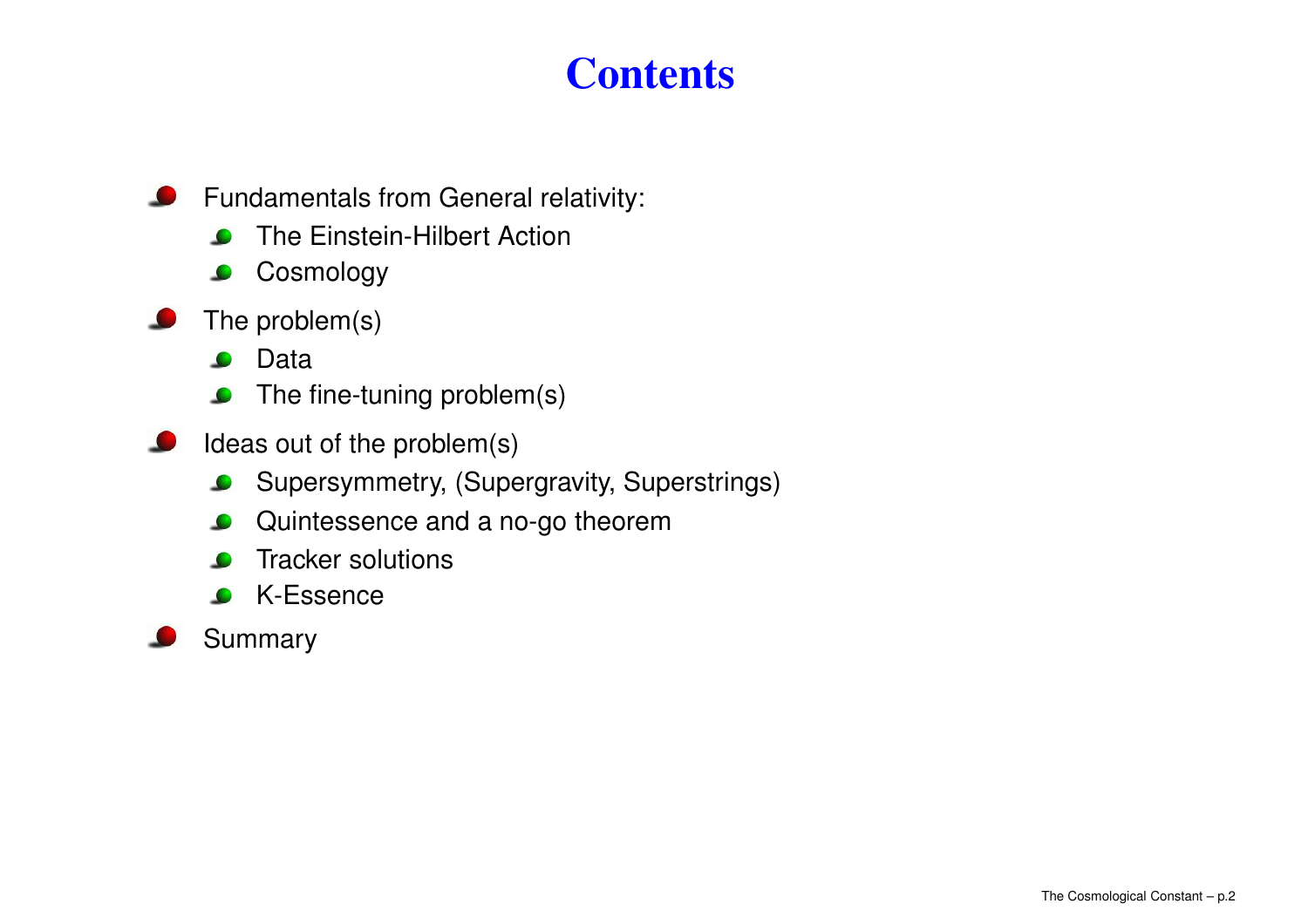# Contents

- Fundamentals from General relativity:
  - The Einstein-Hilbert Action
  - Cosmology
- The problem(s)
  - Data
  - The fine-tuning problem(s)
- Ideas out of the problem(s)
  - Supersymmetry, (Supergravity, Superstrings)
  - Quintessence and a no-go theorem
  - Tracker solutions
  - K-Essence
- Summary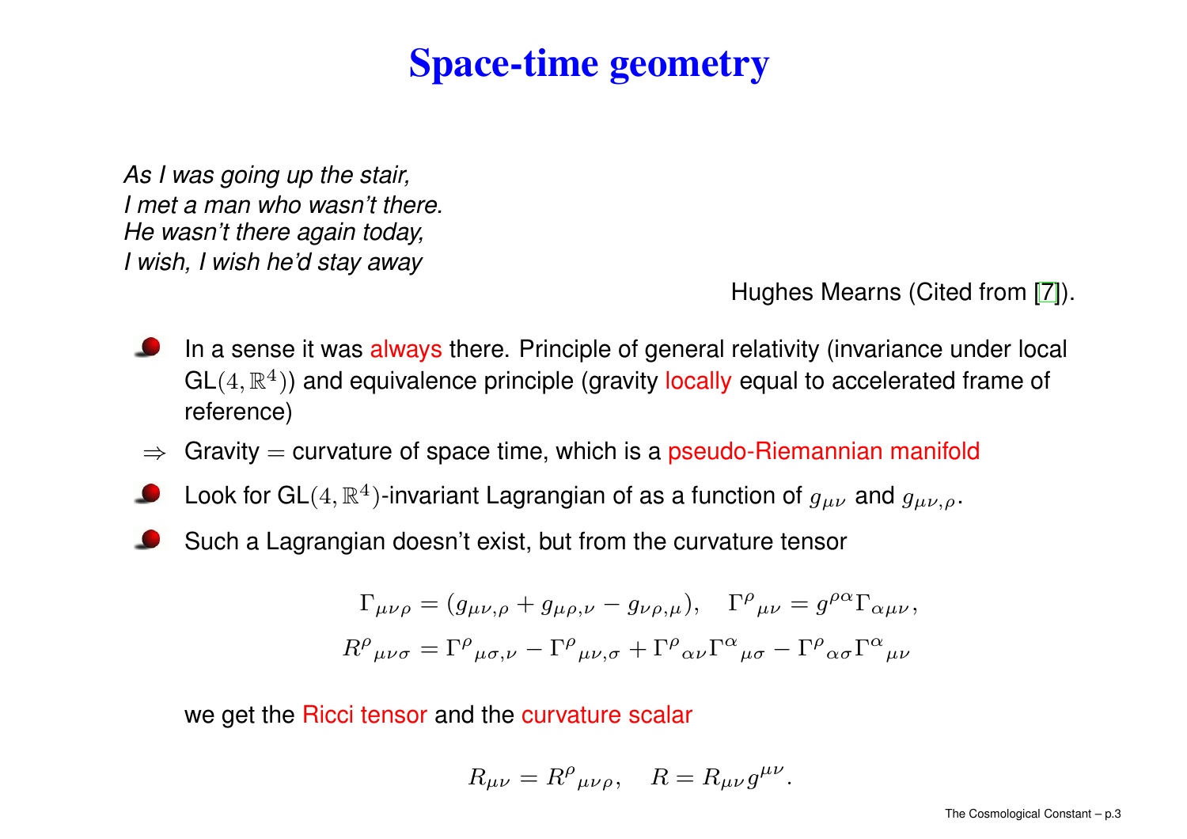# Space-time geometry

*As I was going up the stair,*
*I met a man who wasn't there.*
*He wasn't there again today,*
*I wish, I wish he'd stay away*

Hughes Mearns (Cited from [7]).

- In a sense it was always there. Principle of general relativity (invariance under local GL$(4, \mathbb{R}^4)$) and equivalence principle (gravity locally equal to accelerated frame of reference)

$\Rightarrow$ Gravity $=$ curvature of space time, which is a pseudo-Riemannian manifold

- Look for GL$(4, \mathbb{R}^4)$-invariant Lagrangian of as a function of $g_{\mu\nu}$ and $g_{\mu\nu,\rho}$.
- Such a Lagrangian doesn't exist, but from the curvature tensor

$$\Gamma_{\mu\nu\rho} = (g_{\mu\nu,\rho} + g_{\mu\rho,\nu} - g_{\nu\rho,\mu}), \quad \Gamma^{\rho}{}_{\mu\nu} = g^{\rho\alpha}\Gamma_{\alpha\mu\nu},$$

$$R^{\rho}{}_{\mu\nu\sigma} = \Gamma^{\rho}{}_{\mu\sigma,\nu} - \Gamma^{\rho}{}_{\mu\nu,\sigma} + \Gamma^{\rho}{}_{\alpha\nu}\Gamma^{\alpha}{}_{\mu\sigma} - \Gamma^{\rho}{}_{\alpha\sigma}\Gamma^{\alpha}{}_{\mu\nu}$$

we get the Ricci tensor and the curvature scalar

$$R_{\mu\nu} = R^{\rho}{}_{\mu\nu\rho}, \quad R = R_{\mu\nu}g^{\mu\nu}.$$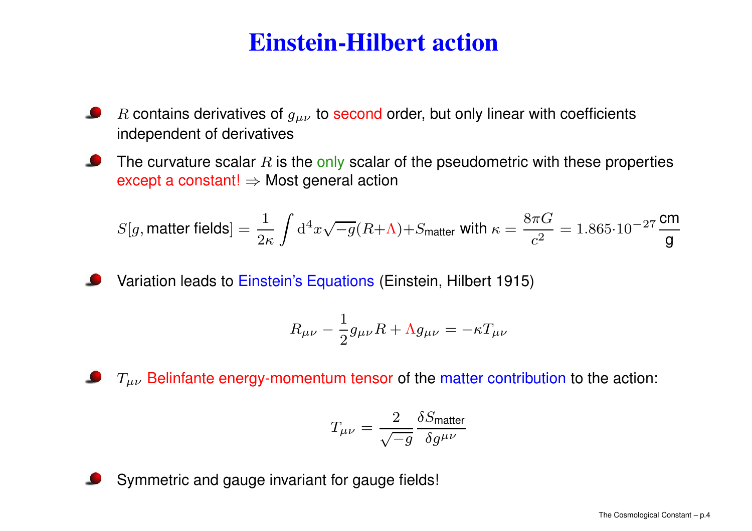# Einstein-Hilbert action

- $R$ contains derivatives of $g_{\mu\nu}$ to second order, but only linear with coefficients independent of derivatives
- The curvature scalar $R$ is the only scalar of the pseudometric with these properties except a constant! $\Rightarrow$ Most general action

$$S[g, \text{matter fields}] = \frac{1}{2\kappa} \int \mathrm{d}^4 x \sqrt{-g}(R + \Lambda) + S_{\text{matter}} \text{ with } \kappa = \frac{8\pi G}{c^2} = 1.865 \cdot 10^{-27} \frac{\text{cm}}{\text{g}}$$

- Variation leads to Einstein's Equations (Einstein, Hilbert 1915)

$$R_{\mu\nu} - \frac{1}{2} g_{\mu\nu} R + \Lambda g_{\mu\nu} = -\kappa T_{\mu\nu}$$

- $T_{\mu\nu}$ Belinfante energy-momentum tensor of the matter contribution to the action:

$$T_{\mu\nu} = \frac{2}{\sqrt{-g}} \frac{\delta S_{\text{matter}}}{\delta g^{\mu\nu}}$$

- Symmetric and gauge invariant for gauge fields!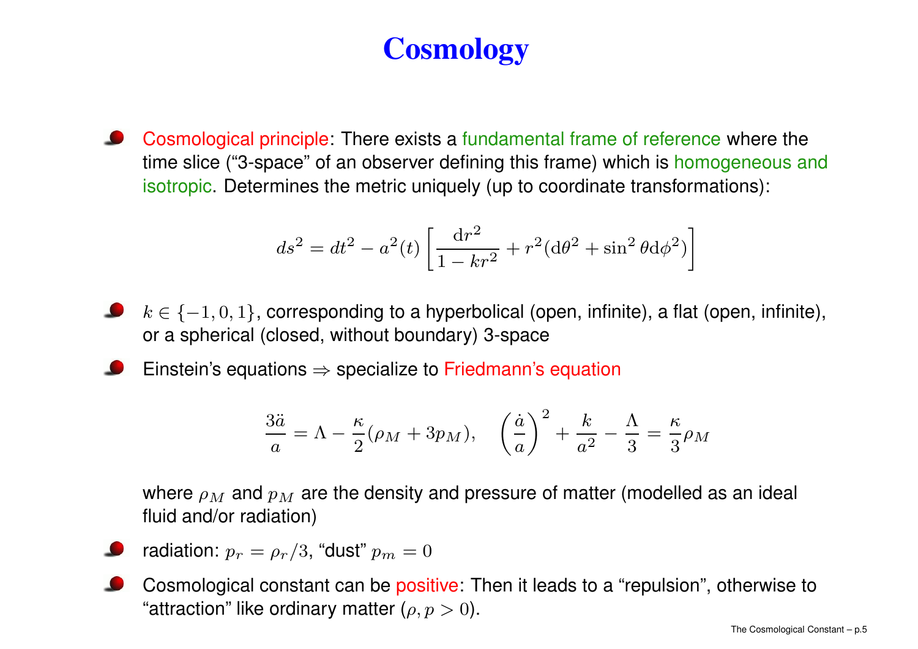# Cosmology

- Cosmological principle: There exists a fundamental frame of reference where the time slice ("3-space" of an observer defining this frame) which is homogeneous and isotropic. Determines the metric uniquely (up to coordinate transformations):

$$ds^2 = dt^2 - a^2(t)\left[\frac{\mathrm{d}r^2}{1-kr^2} + r^2(\mathrm{d}\theta^2 + \sin^2\theta \mathrm{d}\phi^2)\right]$$

- $k \in \{-1, 0, 1\}$, corresponding to a hyperbolical (open, infinite), a flat (open, infinite), or a spherical (closed, without boundary) 3-space
- Einstein's equations $\Rightarrow$ specialize to Friedmann's equation

$$\frac{3\ddot{a}}{a} = \Lambda - \frac{\kappa}{2}(\rho_M + 3p_M), \quad \left(\frac{\dot{a}}{a}\right)^2 + \frac{k}{a^2} - \frac{\Lambda}{3} = \frac{\kappa}{3}\rho_M$$

  where $\rho_M$ and $p_M$ are the density and pressure of matter (modelled as an ideal fluid and/or radiation)

- radiation: $p_r = \rho_r/3$, "dust" $p_m = 0$
- Cosmological constant can be positive: Then it leads to a "repulsion", otherwise to "attraction" like ordinary matter ($\rho, p > 0$).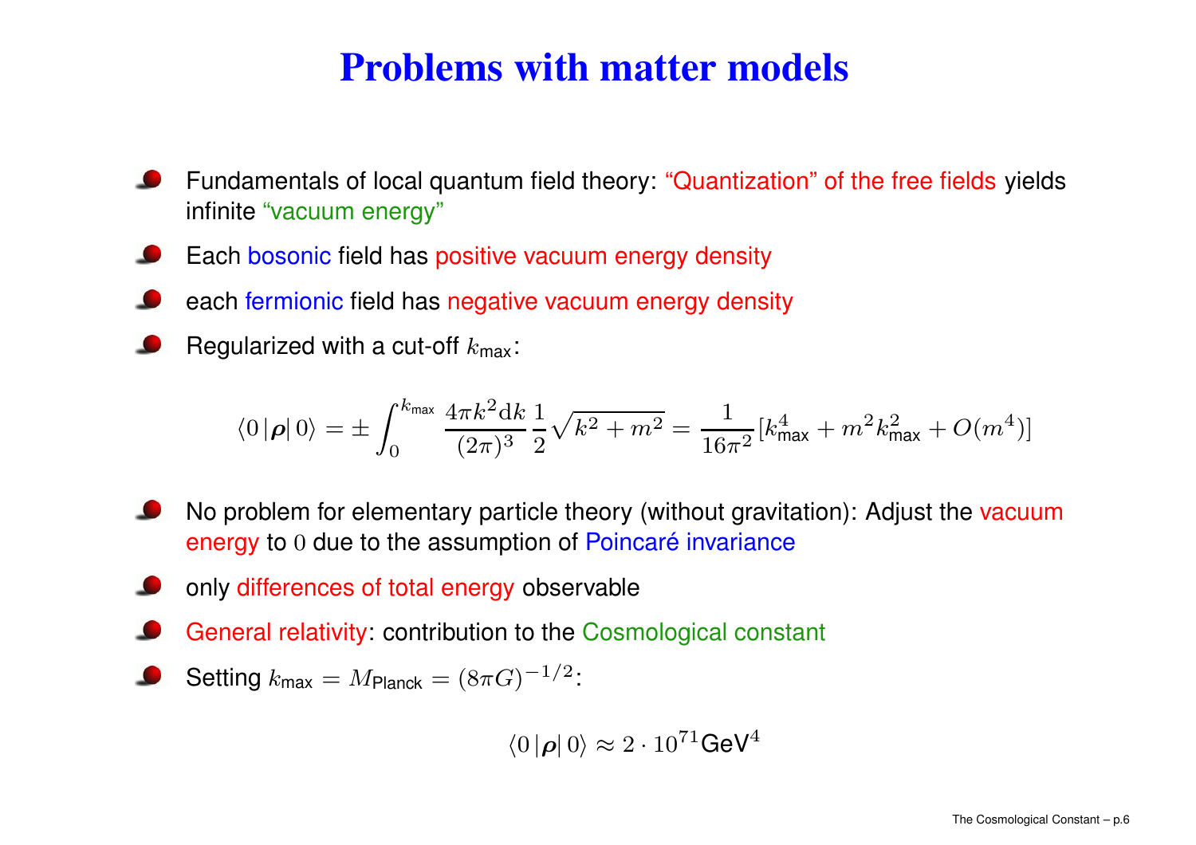# Problems with matter models

- Fundamentals of local quantum field theory: "Quantization" of the free fields yields infinite "vacuum energy"
- Each bosonic field has positive vacuum energy density
- each fermionic field has negative vacuum energy density
- Regularized with a cut-off $k_{\mathsf{max}}$:

$$\langle 0 \,|\boldsymbol{\rho}|\, 0\rangle = \pm \int_0^{k_{\mathsf{max}}} \frac{4\pi k^2 \mathrm{d}k}{(2\pi)^3} \frac{1}{2}\sqrt{k^2+m^2} = \frac{1}{16\pi^2}[k_{\mathsf{max}}^4 + m^2 k_{\mathsf{max}}^2 + O(m^4)]$$

- No problem for elementary particle theory (without gravitation): Adjust the vacuum energy to $0$ due to the assumption of Poincaré invariance
- only differences of total energy observable
- General relativity: contribution to the Cosmological constant
- Setting $k_{\mathsf{max}} = M_{\mathsf{Planck}} = (8\pi G)^{-1/2}$:

$$\langle 0 \,|\boldsymbol{\rho}|\, 0\rangle \approx 2 \cdot 10^{71} \mathsf{GeV}^4$$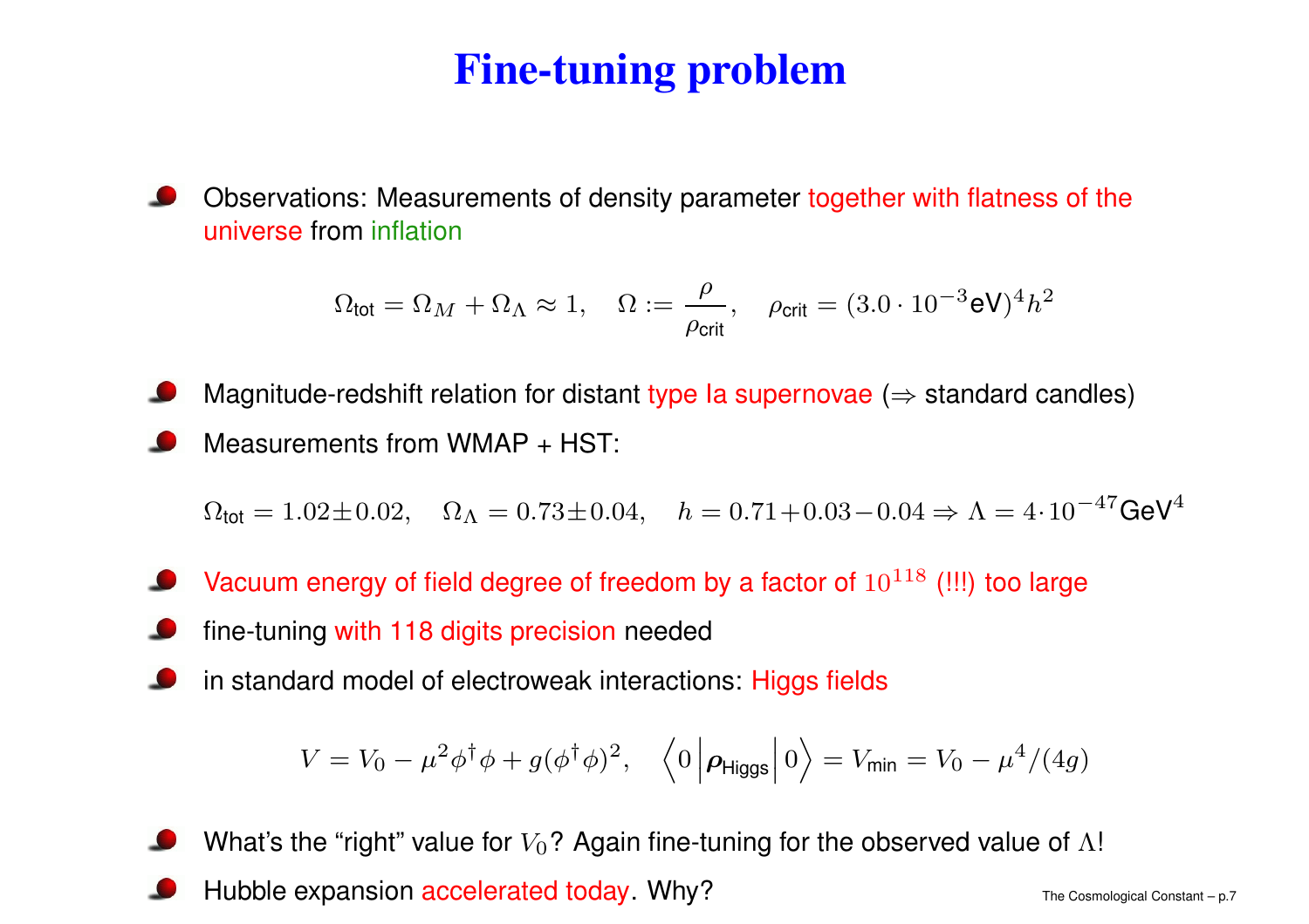# Fine-tuning problem

- Observations: Measurements of density parameter together with flatness of the universe from inflation

$$\Omega_{\text{tot}} = \Omega_M + \Omega_\Lambda \approx 1, \quad \Omega := \frac{\rho}{\rho_{\text{crit}}}, \quad \rho_{\text{crit}} = (3.0 \cdot 10^{-3}\text{eV})^4 h^2$$

- Magnitude-redshift relation for distant type Ia supernovae ($\Rightarrow$ standard candles)
- Measurements from WMAP + HST:

$$\Omega_{\text{tot}} = 1.02 \pm 0.02, \quad \Omega_\Lambda = 0.73 \pm 0.04, \quad h = 0.71 + 0.03 - 0.04 \Rightarrow \Lambda = 4 \cdot 10^{-47}\text{GeV}^4$$

- Vacuum energy of field degree of freedom by a factor of $10^{118}$ (!!!) too large
- fine-tuning with 118 digits precision needed
- in standard model of electroweak interactions: Higgs fields

$$V = V_0 - \mu^2 \phi^\dagger \phi + g(\phi^\dagger \phi)^2, \quad \left\langle 0 \middle| \boldsymbol{\rho}_{\text{Higgs}} \middle| 0 \right\rangle = V_{\text{min}} = V_0 - \mu^4/(4g)$$

- What's the "right" value for $V_0$? Again fine-tuning for the observed value of $\Lambda$!
- Hubble expansion accelerated today. Why?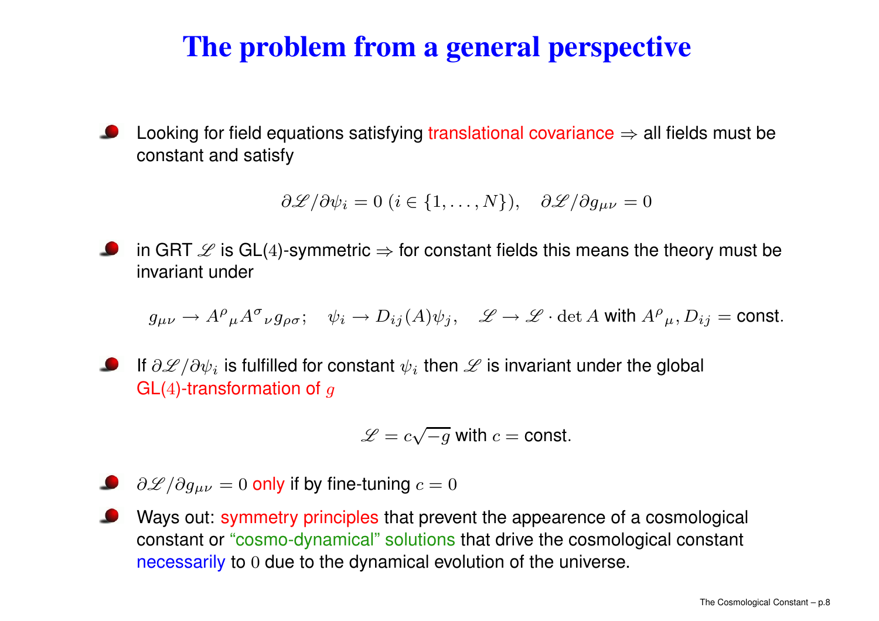# The problem from a general perspective

- Looking for field equations satisfying translational covariance $\Rightarrow$ all fields must be constant and satisfy

$$\partial \mathscr{L}/\partial \psi_i = 0 \ (i \in \{1, \ldots, N\}), \quad \partial \mathscr{L}/\partial g_{\mu\nu} = 0$$

- in GRT $\mathscr{L}$ is GL$(4)$-symmetric $\Rightarrow$ for constant fields this means the theory must be invariant under

$$g_{\mu\nu} \to A^{\rho}{}_{\mu} A^{\sigma}{}_{\nu} g_{\rho\sigma}; \quad \psi_i \to D_{ij}(A)\psi_j, \quad \mathscr{L} \to \mathscr{L} \cdot \det A \text{ with } A^{\rho}{}_{\mu}, D_{ij} = \text{const.}$$

- If $\partial \mathscr{L}/\partial \psi_i$ is fulfilled for constant $\psi_i$ then $\mathscr{L}$ is invariant under the global GL$(4)$-transformation of $g$

$$\mathscr{L} = c\sqrt{-g} \text{ with } c = \text{const.}$$

- $\partial \mathscr{L}/\partial g_{\mu\nu} = 0$ only if by fine-tuning $c = 0$
- Ways out: symmetry principles that prevent the appearence of a cosmological constant or "cosmo-dynamical" solutions that drive the cosmological constant necessarily to $0$ due to the dynamical evolution of the universe.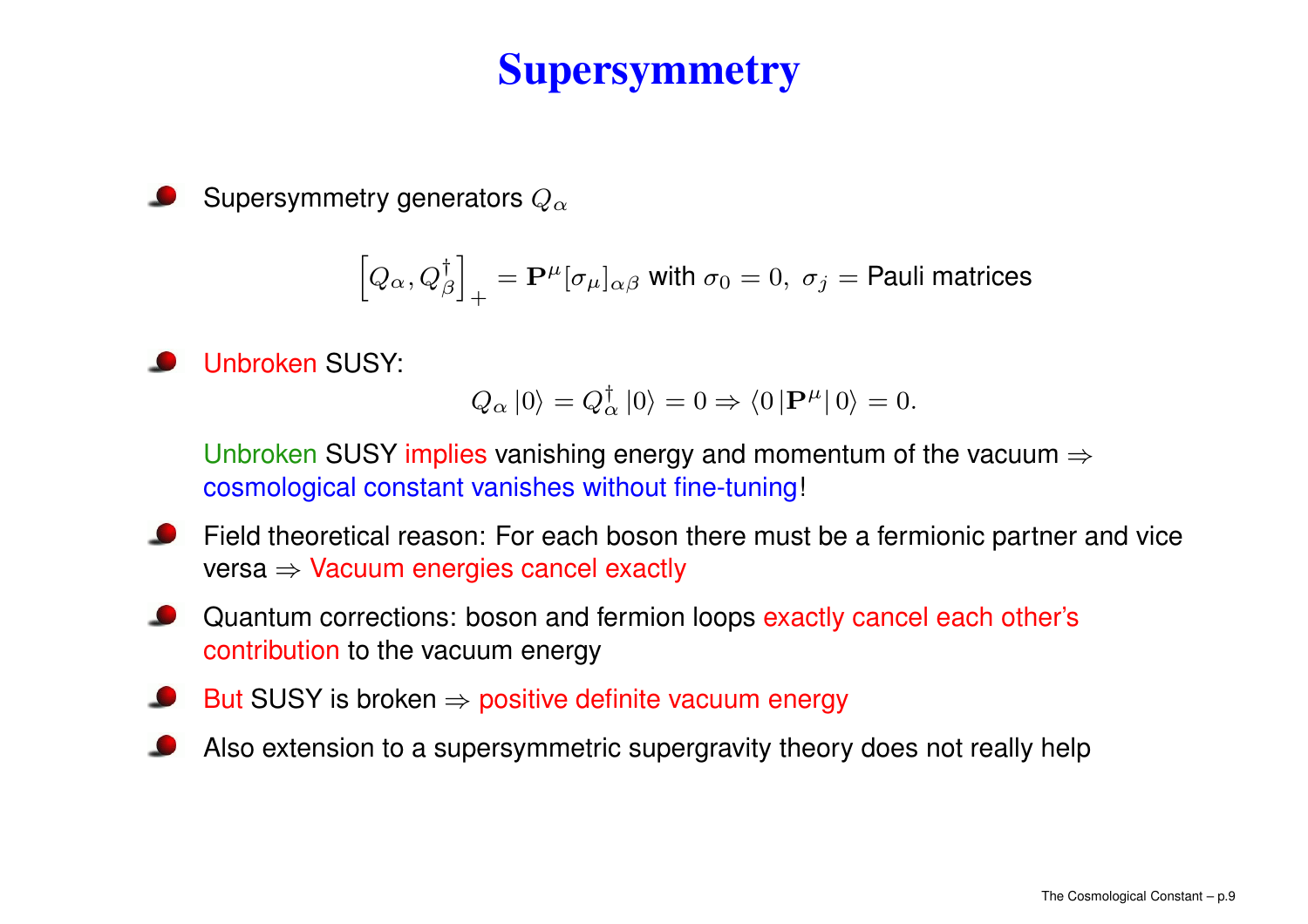# Supersymmetry

- Supersymmetry generators $Q_\alpha$

$$\left[Q_\alpha, Q_\beta^\dagger\right]_+ = \mathbf{P}^\mu [\sigma_\mu]_{\alpha\beta} \text{ with } \sigma_0 = 0,\ \sigma_j = \text{Pauli matrices}$$

- Unbroken SUSY:

$$Q_\alpha \left|0\right\rangle = Q_\alpha^\dagger \left|0\right\rangle = 0 \Rightarrow \left\langle 0\left|\mathbf{P}^\mu\right|0\right\rangle = 0.$$

  Unbroken SUSY implies vanishing energy and momentum of the vacuum $\Rightarrow$ cosmological constant vanishes without fine-tuning!

- Field theoretical reason: For each boson there must be a fermionic partner and vice versa $\Rightarrow$ Vacuum energies cancel exactly
- Quantum corrections: boson and fermion loops exactly cancel each other's contribution to the vacuum energy
- But SUSY is broken $\Rightarrow$ positive definite vacuum energy
- Also extension to a supersymmetric supergravity theory does not really help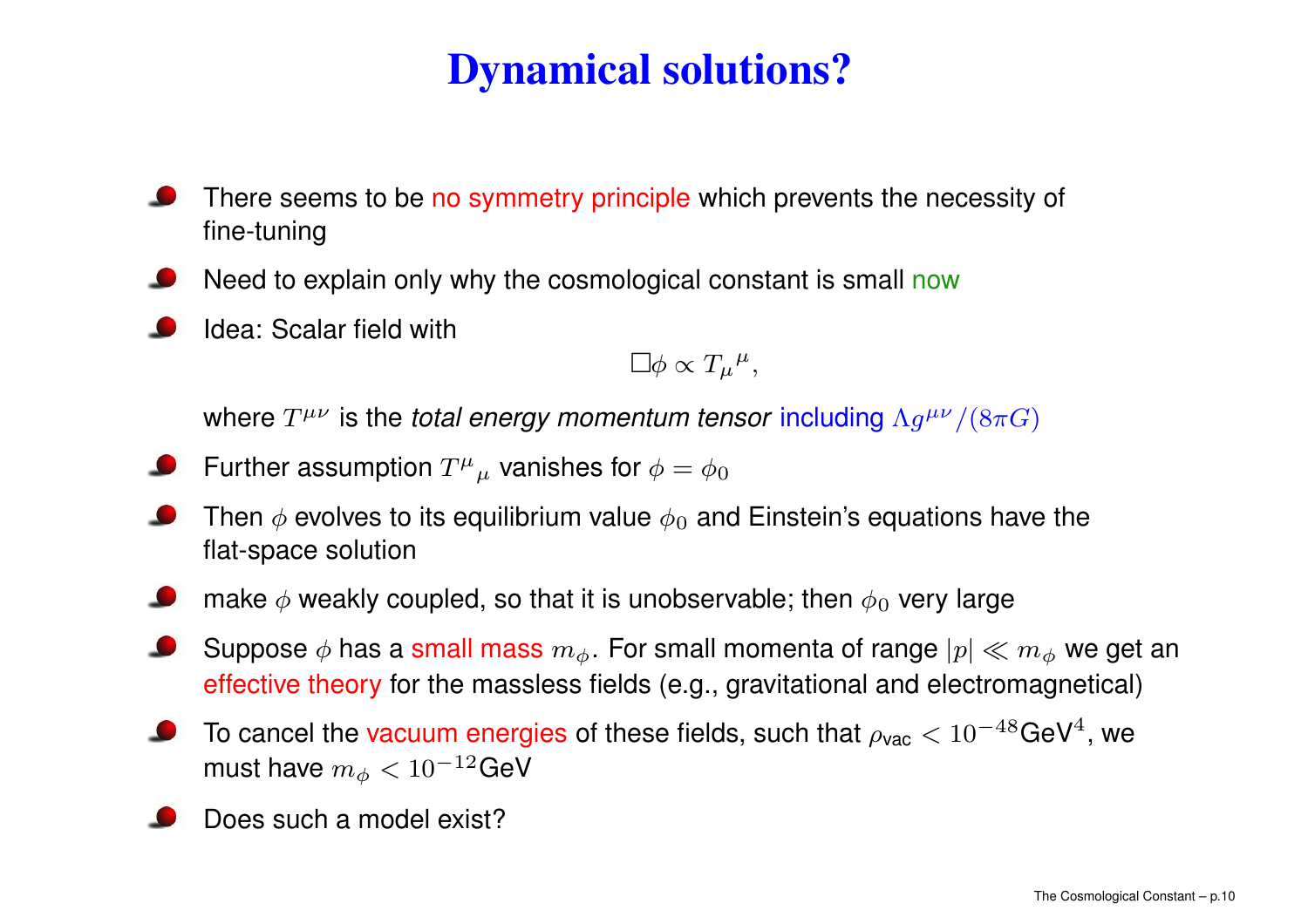# Dynamical solutions?

- There seems to be no symmetry principle which prevents the necessity of fine-tuning
- Need to explain only why the cosmological constant is small now
- Idea: Scalar field with

$$\Box\phi \propto T_\mu{}^\mu,$$

  where $T^{\mu\nu}$ is the *total energy momentum tensor* including $\Lambda g^{\mu\nu}/(8\pi G)$
- Further assumption $T^\mu{}_\mu$ vanishes for $\phi = \phi_0$
- Then $\phi$ evolves to its equilibrium value $\phi_0$ and Einstein's equations have the flat-space solution
- make $\phi$ weakly coupled, so that it is unobservable; then $\phi_0$ very large
- Suppose $\phi$ has a small mass $m_\phi$. For small momenta of range $|p| \ll m_\phi$ we get an effective theory for the massless fields (e.g., gravitational and electromagnetical)
- To cancel the vacuum energies of these fields, such that $\rho_{\text{vac}} < 10^{-48}\text{GeV}^4$, we must have $m_\phi < 10^{-12}\text{GeV}$
- Does such a model exist?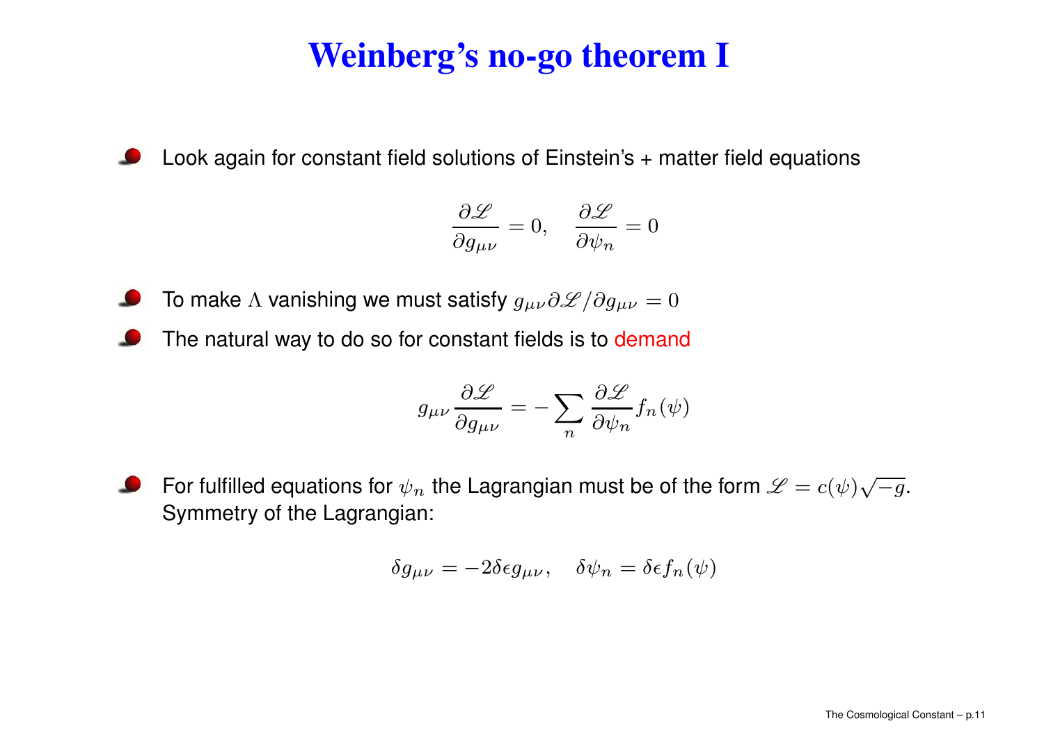# Weinberg's no-go theorem I

- Look again for constant field solutions of Einstein's + matter field equations

$$\frac{\partial \mathscr{L}}{\partial g_{\mu\nu}} = 0, \quad \frac{\partial \mathscr{L}}{\partial \psi_n} = 0$$

- To make $\Lambda$ vanishing we must satisfy $g_{\mu\nu}\partial\mathscr{L}/\partial g_{\mu\nu} = 0$
- The natural way to do so for constant fields is to demand

$$g_{\mu\nu}\frac{\partial \mathscr{L}}{\partial g_{\mu\nu}} = -\sum_n \frac{\partial \mathscr{L}}{\partial \psi_n} f_n(\psi)$$

- For fulfilled equations for $\psi_n$ the Lagrangian must be of the form $\mathscr{L} = c(\psi)\sqrt{-g}$. Symmetry of the Lagrangian:

$$\delta g_{\mu\nu} = -2\delta\epsilon g_{\mu\nu}, \quad \delta\psi_n = \delta\epsilon f_n(\psi)$$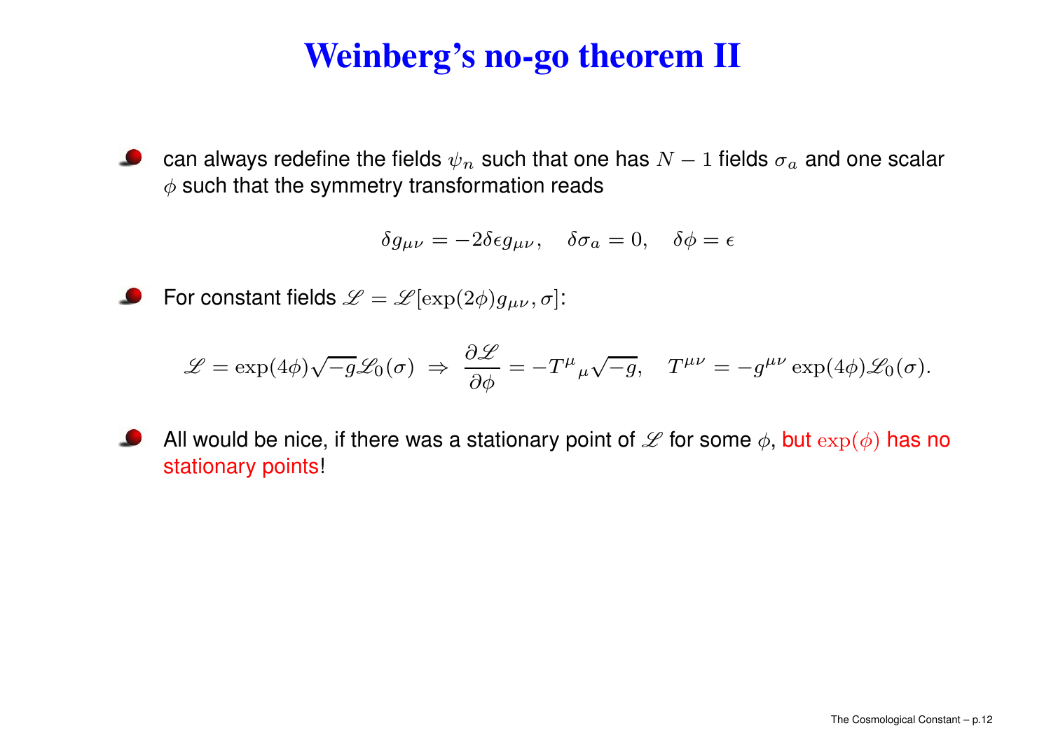# Weinberg's no-go theorem II

- can always redefine the fields $\psi_n$ such that one has $N-1$ fields $\sigma_a$ and one scalar $\phi$ such that the symmetry transformation reads

$$\delta g_{\mu\nu} = -2\delta\epsilon g_{\mu\nu}, \quad \delta\sigma_a = 0, \quad \delta\phi = \epsilon$$

- For constant fields $\mathscr{L} = \mathscr{L}[\exp(2\phi)g_{\mu\nu}, \sigma]$:

$$\mathscr{L} = \exp(4\phi)\sqrt{-g}\mathscr{L}_0(\sigma) \;\Rightarrow\; \frac{\partial \mathscr{L}}{\partial \phi} = -T^{\mu}{}_{\mu}\sqrt{-g}, \quad T^{\mu\nu} = -g^{\mu\nu}\exp(4\phi)\mathscr{L}_0(\sigma).$$

- All would be nice, if there was a stationary point of $\mathscr{L}$ for some $\phi$, but $\exp(\phi)$ has no stationary points!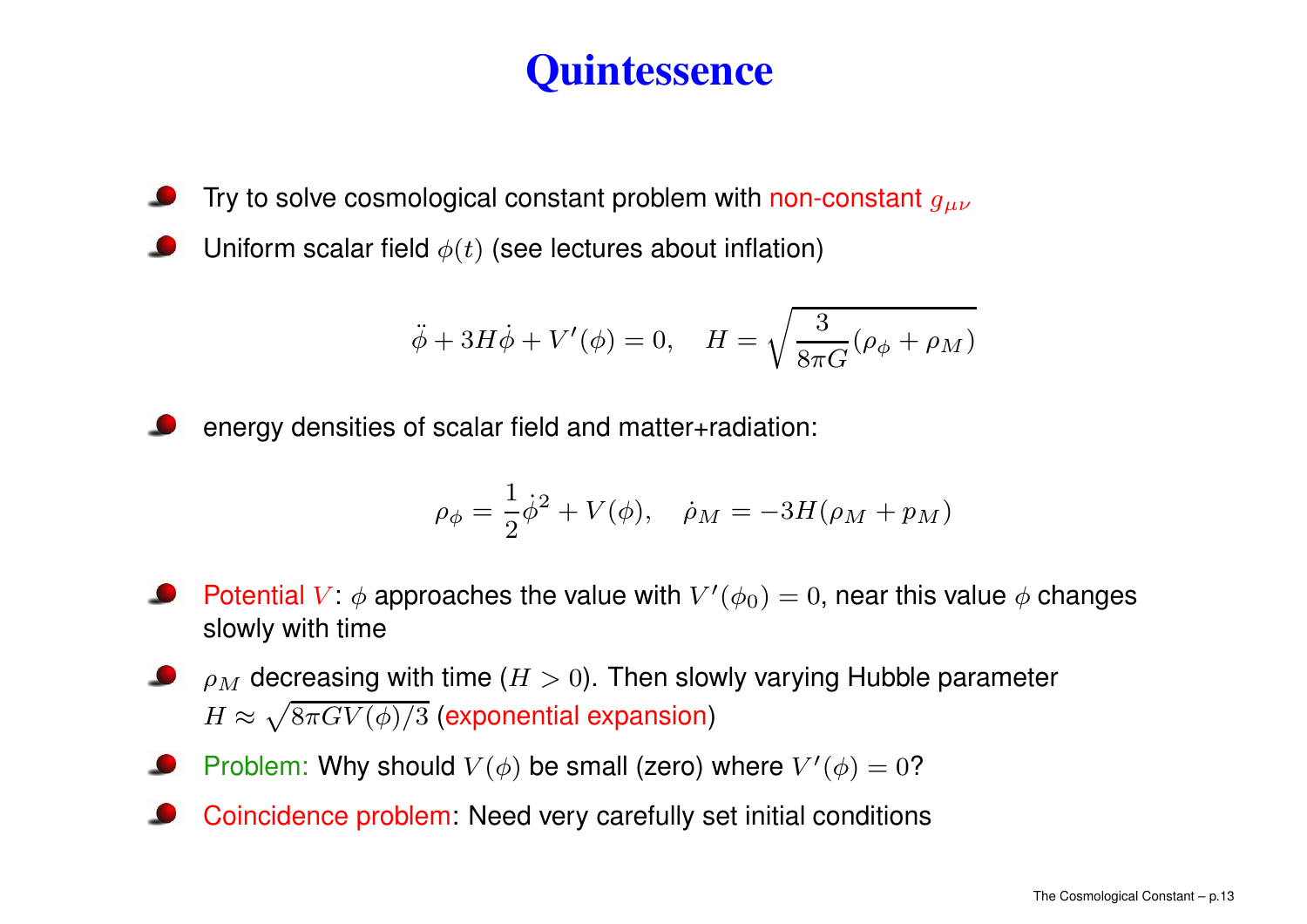# Quintessence

- Try to solve cosmological constant problem with non-constant $g_{\mu\nu}$
- Uniform scalar field $\phi(t)$ (see lectures about inflation)

$$\ddot{\phi} + 3H\dot{\phi} + V'(\phi) = 0, \quad H = \sqrt{\frac{3}{8\pi G}(\rho_\phi + \rho_M)}$$

- energy densities of scalar field and matter+radiation:

$$\rho_\phi = \frac{1}{2}\dot{\phi}^2 + V(\phi), \quad \dot{\rho}_M = -3H(\rho_M + p_M)$$

- Potential $V$: $\phi$ approaches the value with $V'(\phi_0) = 0$, near this value $\phi$ changes slowly with time
- $\rho_M$ decreasing with time ($H > 0$). Then slowly varying Hubble parameter $H \approx \sqrt{8\pi G V(\phi)/3}$ (exponential expansion)
- Problem: Why should $V(\phi)$ be small (zero) where $V'(\phi) = 0$?
- Coincidence problem: Need very carefully set initial conditions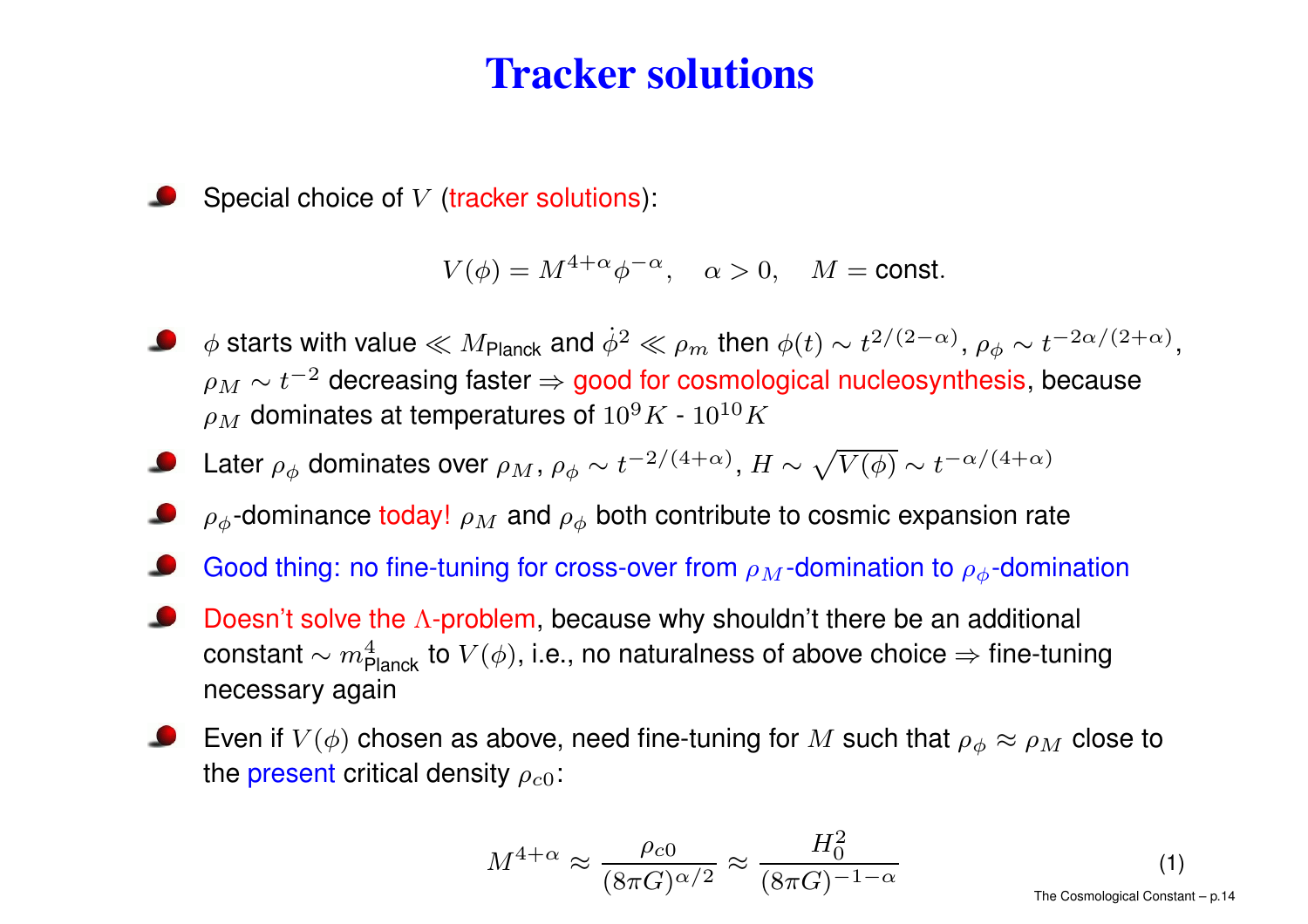# Tracker solutions

- Special choice of $V$ (tracker solutions):

$$V(\phi) = M^{4+\alpha}\phi^{-\alpha}, \quad \alpha > 0, \quad M = \text{const.}$$

- $\phi$ starts with value $\ll M_{\text{Planck}}$ and $\dot{\phi}^2 \ll \rho_m$ then $\phi(t) \sim t^{2/(2-\alpha)}$, $\rho_\phi \sim t^{-2\alpha/(2+\alpha)}$, $\rho_M \sim t^{-2}$ decreasing faster $\Rightarrow$ good for cosmological nucleosynthesis, because $\rho_M$ dominates at temperatures of $10^9 K$ - $10^{10} K$
- Later $\rho_\phi$ dominates over $\rho_M$, $\rho_\phi \sim t^{-2/(4+\alpha)}$, $H \sim \sqrt{V(\phi)} \sim t^{-\alpha/(4+\alpha)}$
- $\rho_\phi$-dominance today! $\rho_M$ and $\rho_\phi$ both contribute to cosmic expansion rate
- Good thing: no fine-tuning for cross-over from $\rho_M$-domination to $\rho_\phi$-domination
- Doesn't solve the $\Lambda$-problem, because why shouldn't there be an additional constant $\sim m^4_{\text{Planck}}$ to $V(\phi)$, i.e., no naturalness of above choice $\Rightarrow$ fine-tuning necessary again
- Even if $V(\phi)$ chosen as above, need fine-tuning for $M$ such that $\rho_\phi \approx \rho_M$ close to the present critical density $\rho_{c0}$:

$$M^{4+\alpha} \approx \frac{\rho_{c0}}{(8\pi G)^{\alpha/2}} \approx \frac{H_0^2}{(8\pi G)^{-1-\alpha}} \tag{1}$$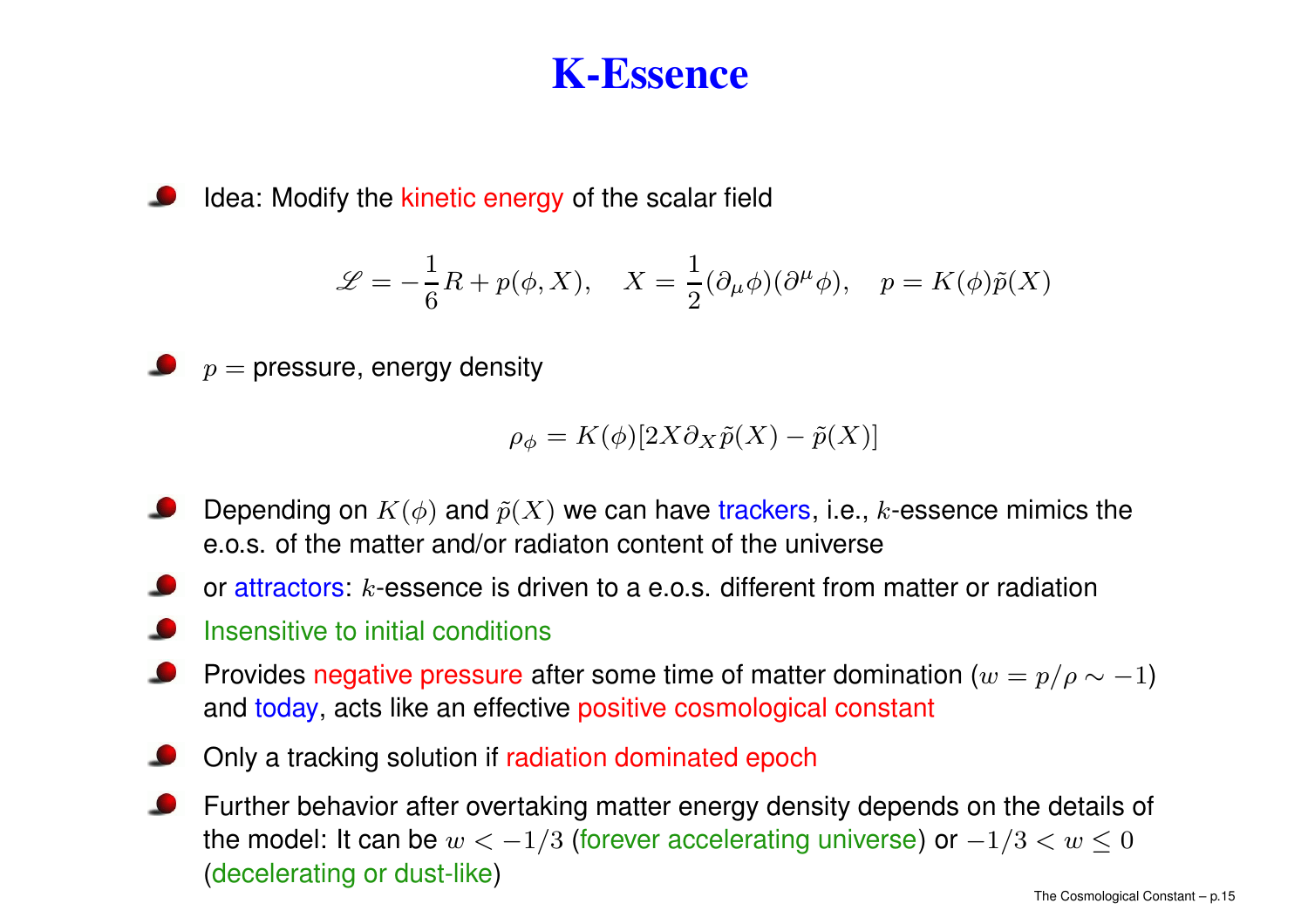# K-Essence

- Idea: Modify the kinetic energy of the scalar field

$$\mathscr{L} = -\frac{1}{6}R + p(\phi, X), \quad X = \frac{1}{2}(\partial_\mu \phi)(\partial^\mu \phi), \quad p = K(\phi)\tilde{p}(X)$$

- $p =$ pressure, energy density

$$\rho_\phi = K(\phi)[2X\partial_X \tilde{p}(X) - \tilde{p}(X)]$$

- Depending on $K(\phi)$ and $\tilde{p}(X)$ we can have trackers, i.e., $k$-essence mimics the e.o.s. of the matter and/or radiaton content of the universe
- or attractors: $k$-essence is driven to a e.o.s. different from matter or radiation
- Insensitive to initial conditions
- Provides negative pressure after some time of matter domination ($w = p/\rho \sim -1$) and today, acts like an effective positive cosmological constant
- Only a tracking solution if radiation dominated epoch
- Further behavior after overtaking matter energy density depends on the details of the model: It can be $w < -1/3$ (forever accelerating universe) or $-1/3 < w \leq 0$ (decelerating or dust-like)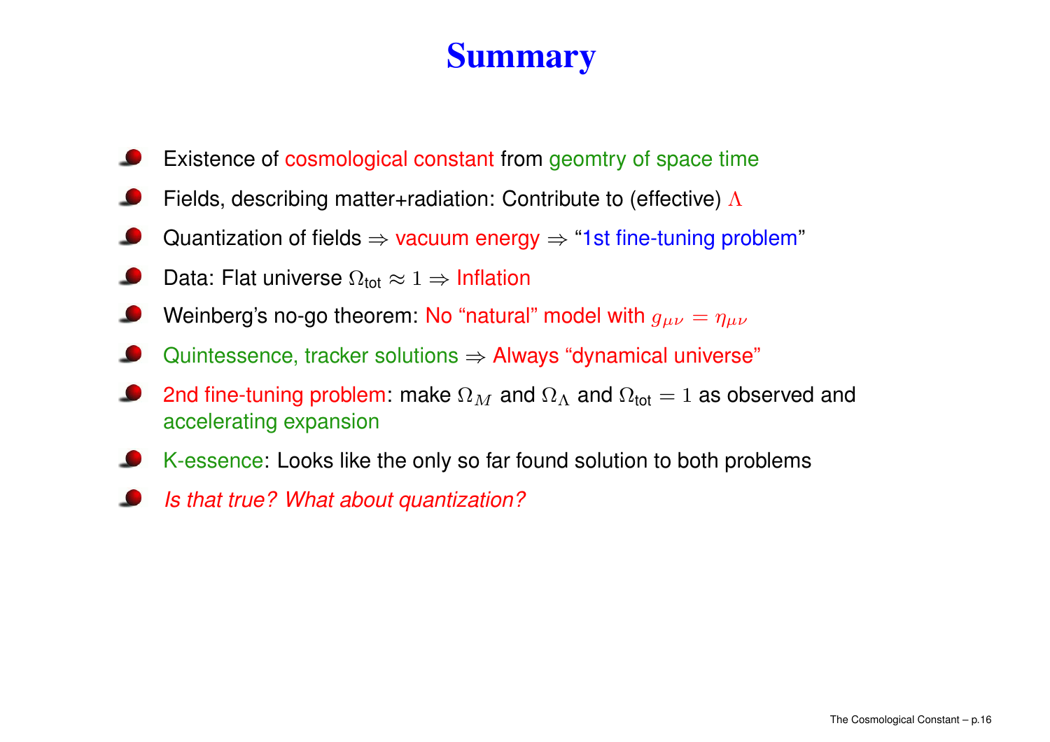# Summary

- Existence of cosmological constant from geomtry of space time
- Fields, describing matter+radiation: Contribute to (effective) $\Lambda$
- Quantization of fields $\Rightarrow$ vacuum energy $\Rightarrow$ "1st fine-tuning problem"
- Data: Flat universe $\Omega_{\text{tot}} \approx 1 \Rightarrow$ Inflation
- Weinberg's no-go theorem: No "natural" model with $g_{\mu\nu} = \eta_{\mu\nu}$
- Quintessence, tracker solutions $\Rightarrow$ Always "dynamical universe"
- 2nd fine-tuning problem: make $\Omega_M$ and $\Omega_\Lambda$ and $\Omega_{\text{tot}} = 1$ as observed and accelerating expansion
- K-essence: Looks like the only so far found solution to both problems
- *Is that true? What about quantization?*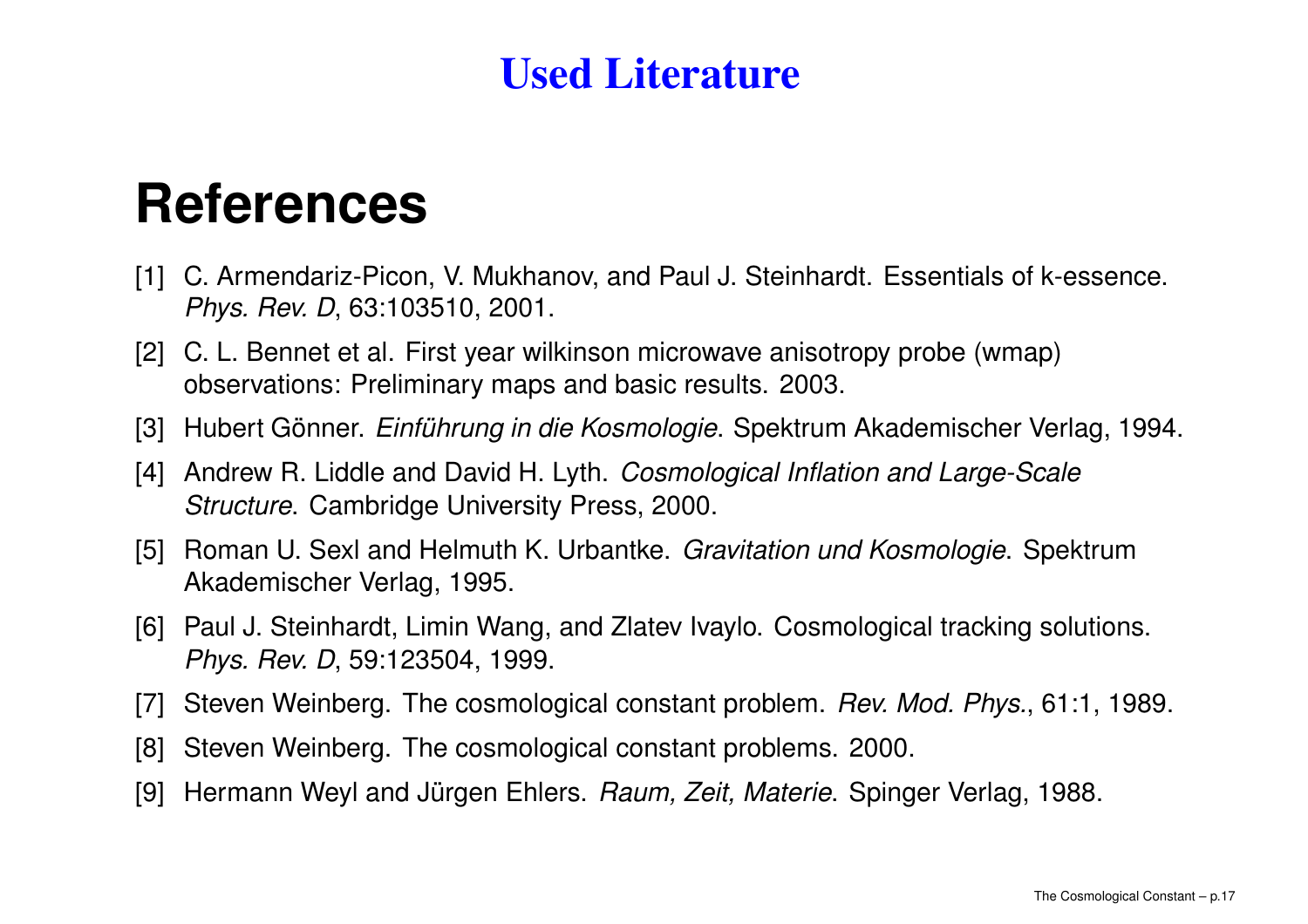# Used Literature

## References

[1] C. Armendariz-Picon, V. Mukhanov, and Paul J. Steinhardt. Essentials of k-essence. *Phys. Rev. D*, 63:103510, 2001.

[2] C. L. Bennet et al. First year wilkinson microwave anisotropy probe (wmap) observations: Preliminary maps and basic results. 2003.

[3] Hubert Gönner. *Einführung in die Kosmologie*. Spektrum Akademischer Verlag, 1994.

[4] Andrew R. Liddle and David H. Lyth. *Cosmological Inflation and Large-Scale Structure*. Cambridge University Press, 2000.

[5] Roman U. Sexl and Helmuth K. Urbantke. *Gravitation und Kosmologie*. Spektrum Akademischer Verlag, 1995.

[6] Paul J. Steinhardt, Limin Wang, and Zlatev Ivaylo. Cosmological tracking solutions. *Phys. Rev. D*, 59:123504, 1999.

[7] Steven Weinberg. The cosmological constant problem. *Rev. Mod. Phys.*, 61:1, 1989.

[8] Steven Weinberg. The cosmological constant problems. 2000.

[9] Hermann Weyl and Jürgen Ehlers. *Raum, Zeit, Materie*. Spinger Verlag, 1988.